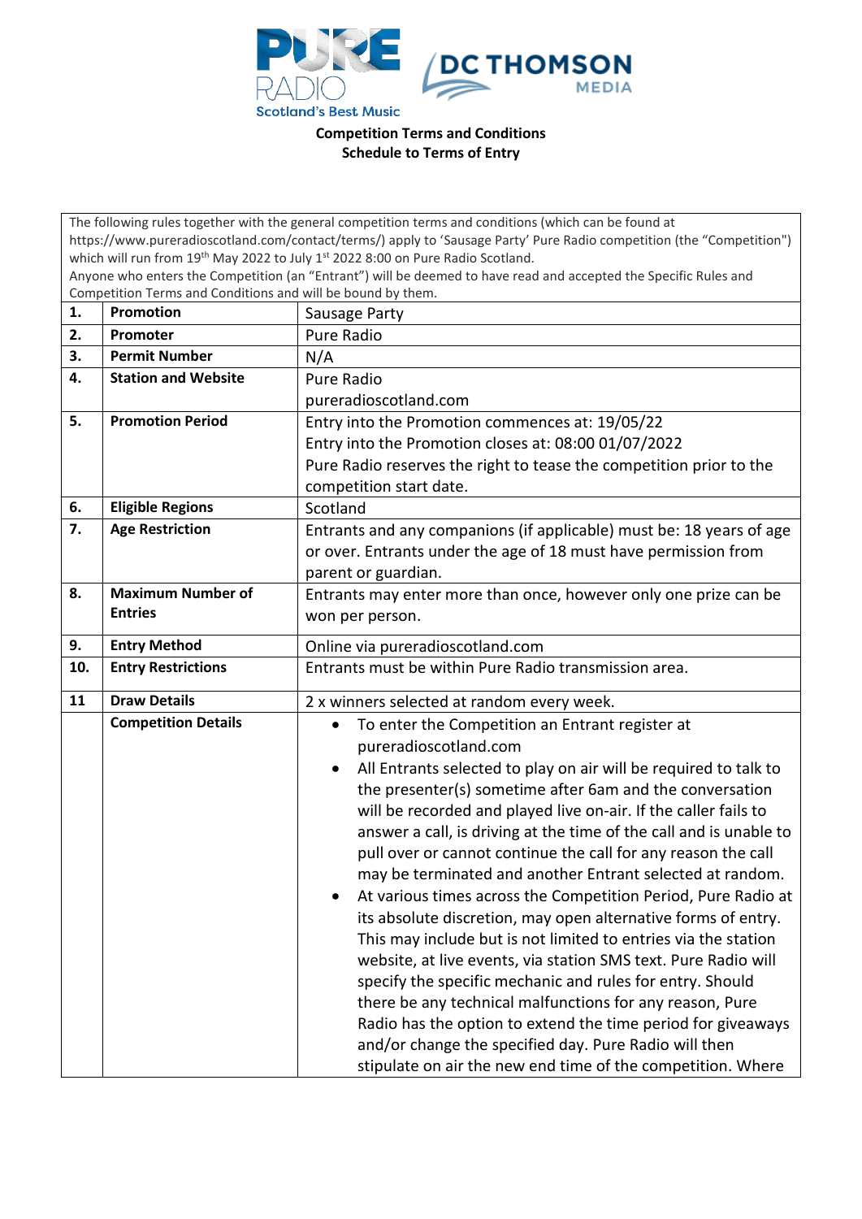**Competition Terms and Conditions**
**Schedule to Terms of Entry**

The following rules together with the general competition terms and conditions (which can be found at https://www.pureradioscotland.com/contact/terms/) apply to 'Sausage Party' Pure Radio competition (the "Competition") which will run from 19th May 2022 to July 1st 2022 8:00 on Pure Radio Scotland.
Anyone who enters the Competition (an "Entrant") will be deemed to have read and accepted the Specific Rules and Competition Terms and Conditions and will be bound by them.

| | | |
|---|---|---|
| **1.** | **Promotion** | Sausage Party |
| **2.** | **Promoter** | Pure Radio |
| **3.** | **Permit Number** | N/A |
| **4.** | **Station and Website** | Pure Radio<br>pureradioscotland.com |
| **5.** | **Promotion Period** | Entry into the Promotion commences at: 19/05/22<br>Entry into the Promotion closes at: 08:00 01/07/2022<br>Pure Radio reserves the right to tease the competition prior to the competition start date. |
| **6.** | **Eligible Regions** | Scotland |
| **7.** | **Age Restriction** | Entrants and any companions (if applicable) must be: 18 years of age or over. Entrants under the age of 18 must have permission from parent or guardian. |
| **8.** | **Maximum Number of Entries** | Entrants may enter more than once, however only one prize can be won per person. |
| **9.** | **Entry Method** | Online via pureradioscotland.com |
| **10.** | **Entry Restrictions** | Entrants must be within Pure Radio transmission area. |
| **11** | **Draw Details** | 2 x winners selected at random every week. |
| | **Competition Details** | • To enter the Competition an Entrant register at pureradioscotland.com<br>• All Entrants selected to play on air will be required to talk to the presenter(s) sometime after 6am and the conversation will be recorded and played live on-air. If the caller fails to answer a call, is driving at the time of the call and is unable to pull over or cannot continue the call for any reason the call may be terminated and another Entrant selected at random.<br>• At various times across the Competition Period, Pure Radio at its absolute discretion, may open alternative forms of entry. This may include but is not limited to entries via the station website, at live events, via station SMS text. Pure Radio will specify the specific mechanic and rules for entry. Should there be any technical malfunctions for any reason, Pure Radio has the option to extend the time period for giveaways and/or change the specified day. Pure Radio will then stipulate on air the new end time of the competition. Where |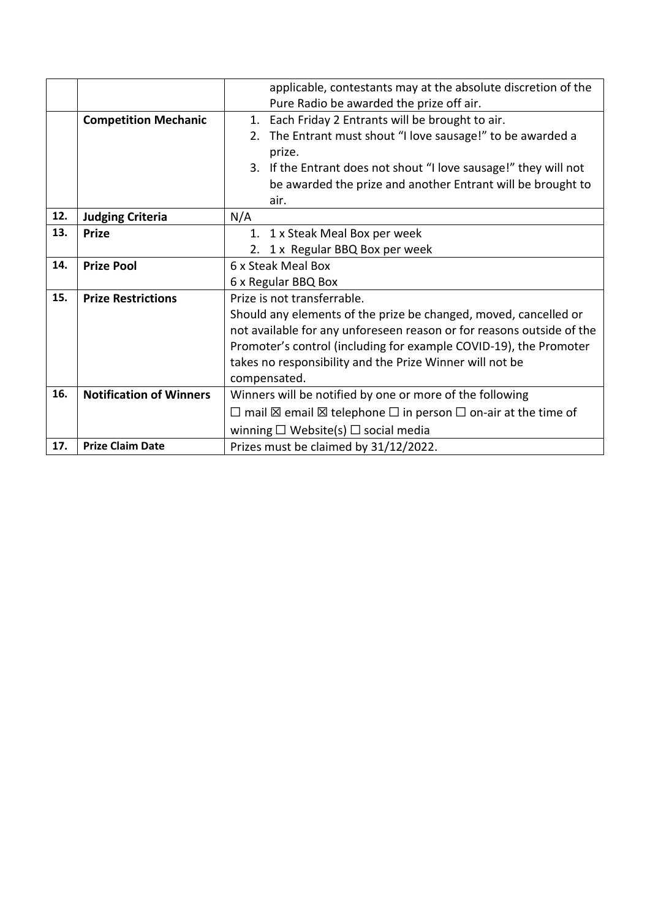| | | |
|---|---|---|
| | | applicable, contestants may at the absolute discretion of the Pure Radio be awarded the prize off air. |
| | **Competition Mechanic** | 1. Each Friday 2 Entrants will be brought to air.<br>2. The Entrant must shout "I love sausage!" to be awarded a prize.<br>3. If the Entrant does not shout "I love sausage!" they will not be awarded the prize and another Entrant will be brought to air. |
| **12.** | **Judging Criteria** | N/A |
| **13.** | **Prize** | 1. 1 x Steak Meal Box per week<br>2. 1 x Regular BBQ Box per week |
| **14.** | **Prize Pool** | 6 x Steak Meal Box<br>6 x Regular BBQ Box |
| **15.** | **Prize Restrictions** | Prize is not transferrable.<br>Should any elements of the prize be changed, moved, cancelled or not available for any unforeseen reason or for reasons outside of the Promoter's control (including for example COVID-19), the Promoter takes no responsibility and the Prize Winner will not be compensated. |
| **16.** | **Notification of Winners** | Winners will be notified by one or more of the following<br>☐ mail ☒ email ☒ telephone ☐ in person ☐ on-air at the time of winning ☐ Website(s) ☐ social media |
| **17.** | **Prize Claim Date** | Prizes must be claimed by 31/12/2022. |